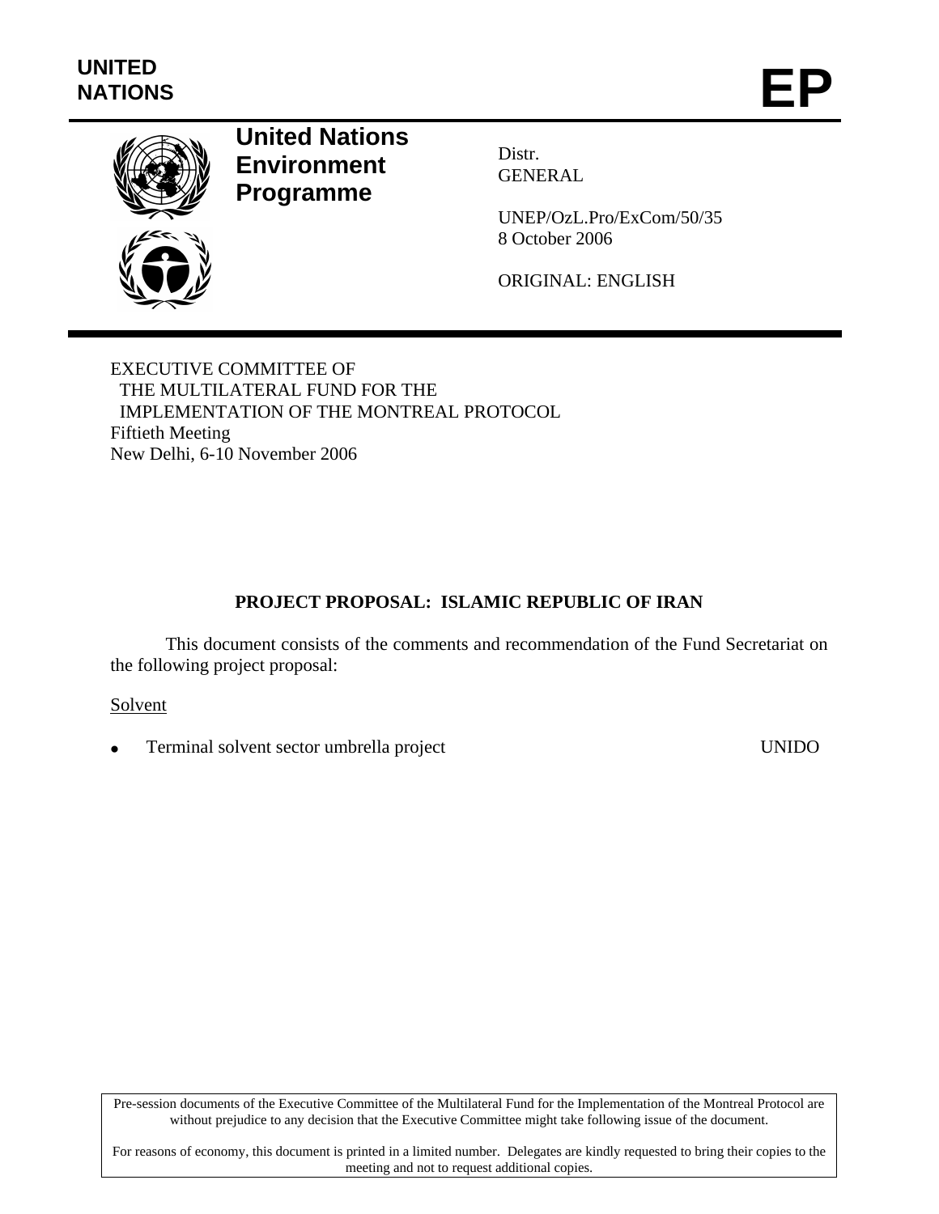**UNITED NATIONS**

# EP

## United Nations Environment Programme

Distr.
GENERAL

UNEP/OzL.Pro/ExCom/50/35
8 October 2006

ORIGINAL: ENGLISH

EXECUTIVE COMMITTEE OF
THE MULTILATERAL FUND FOR THE
IMPLEMENTATION OF THE MONTREAL PROTOCOL
Fiftieth Meeting
New Delhi, 6-10 November 2006

**PROJECT PROPOSAL: ISLAMIC REPUBLIC OF IRAN**

This document consists of the comments and recommendation of the Fund Secretariat on the following project proposal:

Solvent

- Terminal solvent sector umbrella project — UNIDO

Pre-session documents of the Executive Committee of the Multilateral Fund for the Implementation of the Montreal Protocol are without prejudice to any decision that the Executive Committee might take following issue of the document.

For reasons of economy, this document is printed in a limited number. Delegates are kindly requested to bring their copies to the meeting and not to request additional copies.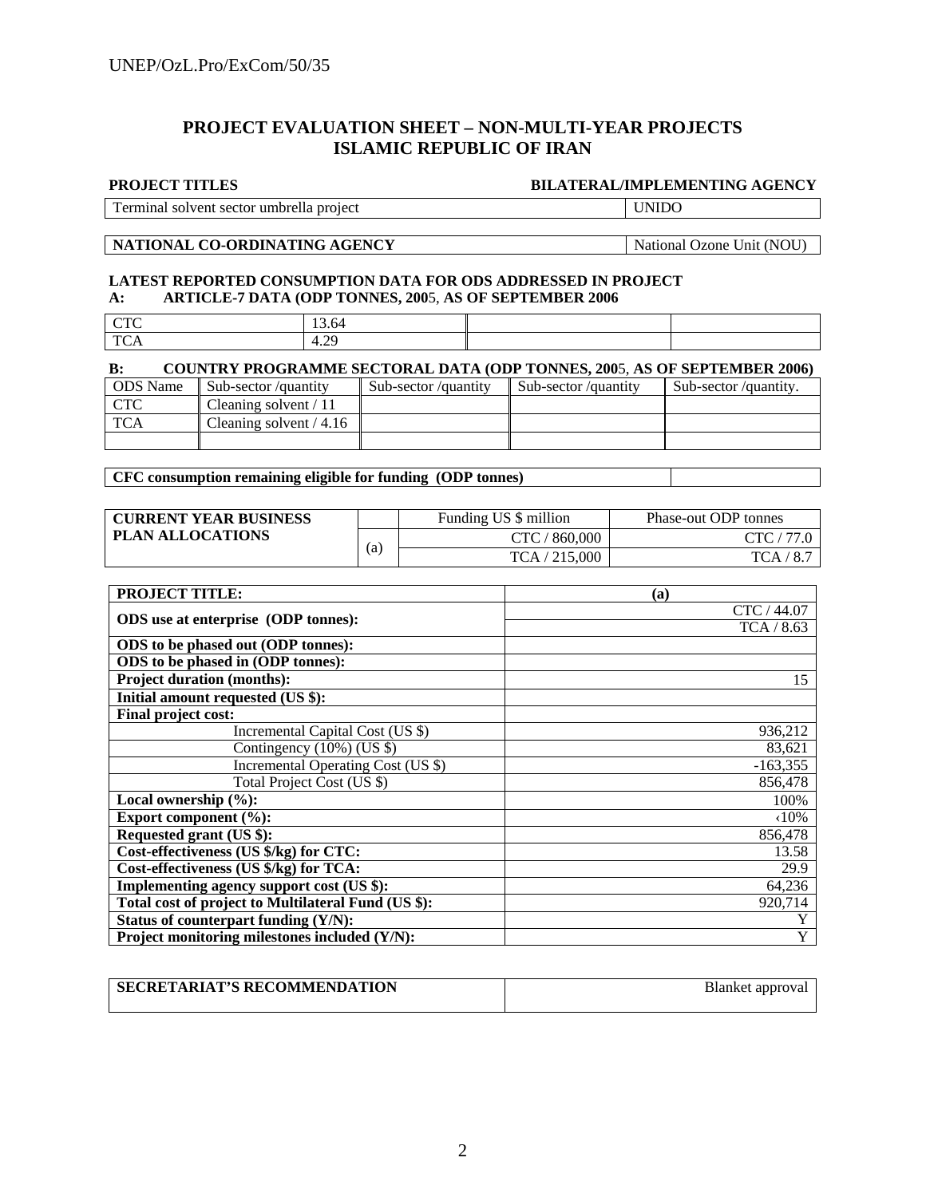## PROJECT EVALUATION SHEET – NON-MULTI-YEAR PROJECTS
## ISLAMIC REPUBLIC OF IRAN

| PROJECT TITLES | BILATERAL/IMPLEMENTING AGENCY |
|---|---|
| Terminal solvent sector umbrella project | UNIDO |

| NATIONAL CO-ORDINATING AGENCY | National Ozone Unit (NOU) |
|---|---|

**LATEST REPORTED CONSUMPTION DATA FOR ODS ADDRESSED IN PROJECT**

**A: ARTICLE-7 DATA (ODP TONNES, 2005, AS OF SEPTEMBER 2006**

| | | | |
|---|---|---|---|
| CTC | 13.64 | | |
| TCA | 4.29 | | |

**B: COUNTRY PROGRAMME SECTORAL DATA (ODP TONNES, 2005, AS OF SEPTEMBER 2006)**

| ODS Name | Sub-sector /quantity | Sub-sector /quantity | Sub-sector /quantity | Sub-sector /quantity. |
|---|---|---|---|---|
| CTC | Cleaning solvent / 11 | | | |
| TCA | Cleaning solvent / 4.16 | | | |
| | | | | |

| CFC consumption remaining eligible for funding (ODP tonnes) | |
|---|---|

| CURRENT YEAR BUSINESS PLAN ALLOCATIONS | | Funding US $ million | Phase-out ODP tonnes |
|---|---|---|---|
| | (a) | CTC / 860,000 | CTC / 77.0 |
| | | TCA / 215,000 | TCA / 8.7 |

| PROJECT TITLE: | (a) |
|---|---|
| **ODS use at enterprise (ODP tonnes):** | CTC / 44.07 |
| | TCA / 8.63 |
| **ODS to be phased out (ODP tonnes):** | |
| **ODS to be phased in (ODP tonnes):** | |
| **Project duration (months):** | 15 |
| **Initial amount requested (US $):** | |
| **Final project cost:** | |
| Incremental Capital Cost (US $) | 936,212 |
| Contingency (10%) (US $) | 83,621 |
| Incremental Operating Cost (US $) | -163,355 |
| Total Project Cost (US $) | 856,478 |
| **Local ownership (%):** | 100% |
| **Export component (%):** | ‹10% |
| **Requested grant (US $):** | 856,478 |
| **Cost-effectiveness (US $/kg) for CTC:** | 13.58 |
| **Cost-effectiveness (US $/kg) for TCA:** | 29.9 |
| **Implementing agency support cost (US $):** | 64,236 |
| **Total cost of project to Multilateral Fund (US $):** | 920,714 |
| **Status of counterpart funding (Y/N):** | Y |
| **Project monitoring milestones included (Y/N):** | Y |

| SECRETARIAT'S RECOMMENDATION | Blanket approval |
|---|---|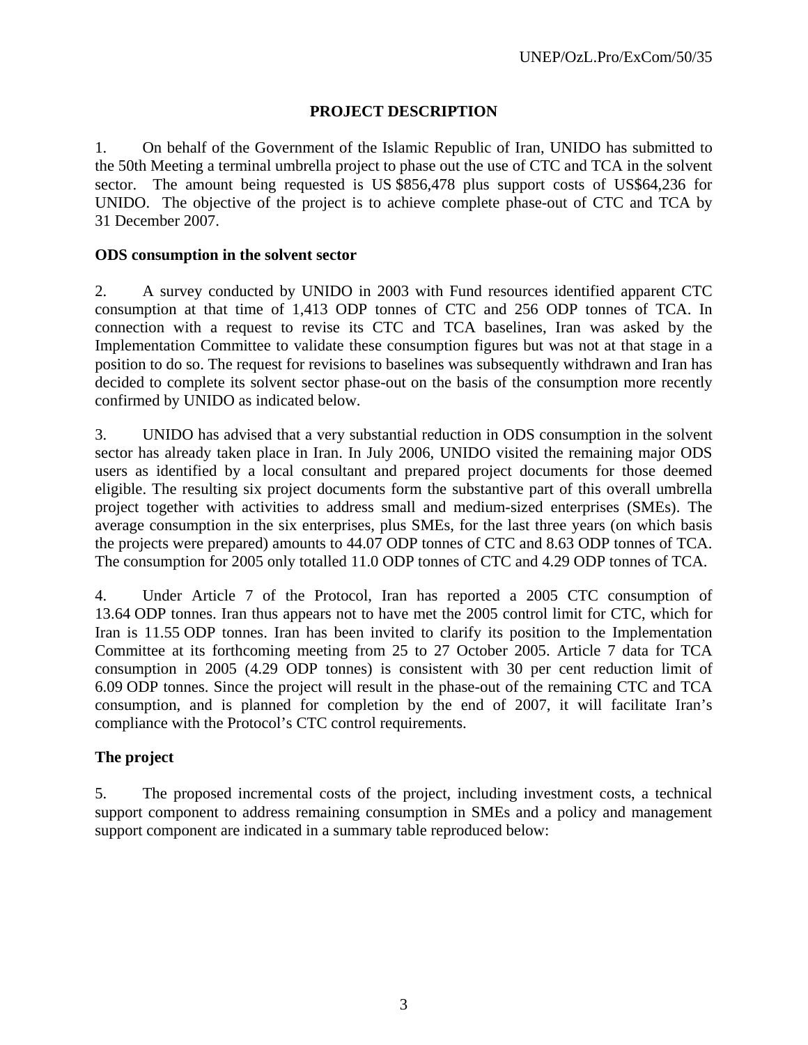## PROJECT DESCRIPTION

1. On behalf of the Government of the Islamic Republic of Iran, UNIDO has submitted to the 50th Meeting a terminal umbrella project to phase out the use of CTC and TCA in the solvent sector. The amount being requested is US $856,478 plus support costs of US$64,236 for UNIDO. The objective of the project is to achieve complete phase-out of CTC and TCA by 31 December 2007.

### ODS consumption in the solvent sector

2. A survey conducted by UNIDO in 2003 with Fund resources identified apparent CTC consumption at that time of 1,413 ODP tonnes of CTC and 256 ODP tonnes of TCA. In connection with a request to revise its CTC and TCA baselines, Iran was asked by the Implementation Committee to validate these consumption figures but was not at that stage in a position to do so. The request for revisions to baselines was subsequently withdrawn and Iran has decided to complete its solvent sector phase-out on the basis of the consumption more recently confirmed by UNIDO as indicated below.

3. UNIDO has advised that a very substantial reduction in ODS consumption in the solvent sector has already taken place in Iran. In July 2006, UNIDO visited the remaining major ODS users as identified by a local consultant and prepared project documents for those deemed eligible. The resulting six project documents form the substantive part of this overall umbrella project together with activities to address small and medium-sized enterprises (SMEs). The average consumption in the six enterprises, plus SMEs, for the last three years (on which basis the projects were prepared) amounts to 44.07 ODP tonnes of CTC and 8.63 ODP tonnes of TCA. The consumption for 2005 only totalled 11.0 ODP tonnes of CTC and 4.29 ODP tonnes of TCA.

4. Under Article 7 of the Protocol, Iran has reported a 2005 CTC consumption of 13.64 ODP tonnes. Iran thus appears not to have met the 2005 control limit for CTC, which for Iran is 11.55 ODP tonnes. Iran has been invited to clarify its position to the Implementation Committee at its forthcoming meeting from 25 to 27 October 2005. Article 7 data for TCA consumption in 2005 (4.29 ODP tonnes) is consistent with 30 per cent reduction limit of 6.09 ODP tonnes. Since the project will result in the phase-out of the remaining CTC and TCA consumption, and is planned for completion by the end of 2007, it will facilitate Iran's compliance with the Protocol's CTC control requirements.

### The project

5. The proposed incremental costs of the project, including investment costs, a technical support component to address remaining consumption in SMEs and a policy and management support component are indicated in a summary table reproduced below: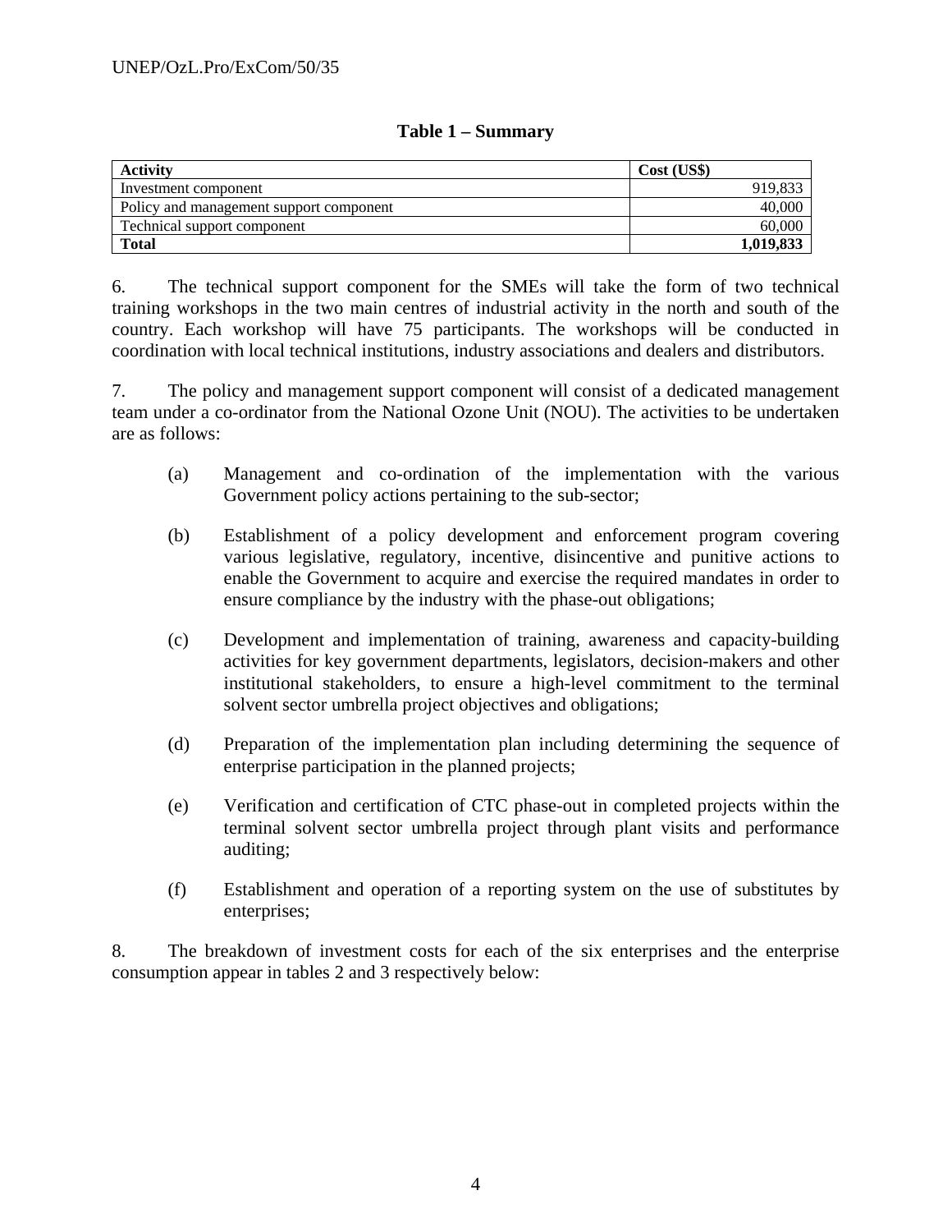**Table 1 – Summary**

| **Activity** | **Cost (US$)** |
|---|---|
| Investment component | 919,833 |
| Policy and management support component | 40,000 |
| Technical support component | 60,000 |
| **Total** | **1,019,833** |

6. The technical support component for the SMEs will take the form of two technical training workshops in the two main centres of industrial activity in the north and south of the country. Each workshop will have 75 participants. The workshops will be conducted in coordination with local technical institutions, industry associations and dealers and distributors.

7. The policy and management support component will consist of a dedicated management team under a co-ordinator from the National Ozone Unit (NOU). The activities to be undertaken are as follows:

(a) Management and co-ordination of the implementation with the various Government policy actions pertaining to the sub-sector;

(b) Establishment of a policy development and enforcement program covering various legislative, regulatory, incentive, disincentive and punitive actions to enable the Government to acquire and exercise the required mandates in order to ensure compliance by the industry with the phase-out obligations;

(c) Development and implementation of training, awareness and capacity-building activities for key government departments, legislators, decision-makers and other institutional stakeholders, to ensure a high-level commitment to the terminal solvent sector umbrella project objectives and obligations;

(d) Preparation of the implementation plan including determining the sequence of enterprise participation in the planned projects;

(e) Verification and certification of CTC phase-out in completed projects within the terminal solvent sector umbrella project through plant visits and performance auditing;

(f) Establishment and operation of a reporting system on the use of substitutes by enterprises;

8. The breakdown of investment costs for each of the six enterprises and the enterprise consumption appear in tables 2 and 3 respectively below: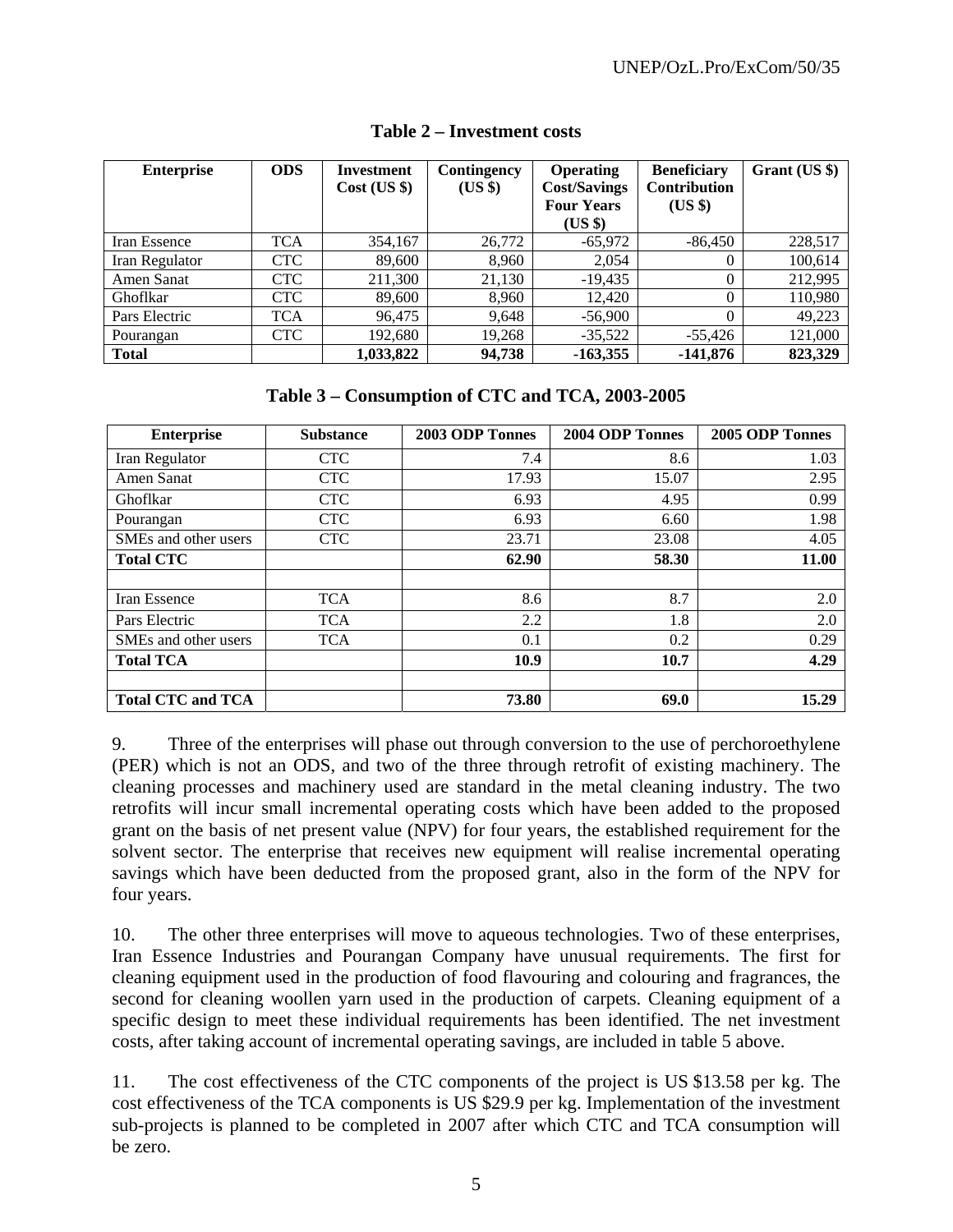**Table 2 – Investment costs**

| Enterprise | ODS | Investment Cost (US $) | Contingency (US $) | Operating Cost/Savings Four Years (US $) | Beneficiary Contribution (US $) | Grant (US $) |
|---|---|---|---|---|---|---|
| Iran Essence | TCA | 354,167 | 26,772 | -65,972 | -86,450 | 228,517 |
| Iran Regulator | CTC | 89,600 | 8,960 | 2,054 | 0 | 100,614 |
| Amen Sanat | CTC | 211,300 | 21,130 | -19,435 | 0 | 212,995 |
| Ghoflkar | CTC | 89,600 | 8,960 | 12,420 | 0 | 110,980 |
| Pars Electric | TCA | 96,475 | 9,648 | -56,900 | 0 | 49,223 |
| Pourangan | CTC | 192,680 | 19,268 | -35,522 | -55,426 | 121,000 |
| **Total** | | **1,033,822** | **94,738** | **-163,355** | **-141,876** | **823,329** |

**Table 3 – Consumption of CTC and TCA, 2003-2005**

| Enterprise | Substance | 2003 ODP Tonnes | 2004 ODP Tonnes | 2005 ODP Tonnes |
|---|---|---|---|---|
| Iran Regulator | CTC | 7.4 | 8.6 | 1.03 |
| Amen Sanat | CTC | 17.93 | 15.07 | 2.95 |
| Ghoflkar | CTC | 6.93 | 4.95 | 0.99 |
| Pourangan | CTC | 6.93 | 6.60 | 1.98 |
| SMEs and other users | CTC | 23.71 | 23.08 | 4.05 |
| **Total CTC** | | **62.90** | **58.30** | **11.00** |
| | | | | |
| Iran Essence | TCA | 8.6 | 8.7 | 2.0 |
| Pars Electric | TCA | 2.2 | 1.8 | 2.0 |
| SMEs and other users | TCA | 0.1 | 0.2 | 0.29 |
| **Total TCA** | | **10.9** | **10.7** | **4.29** |
| | | | | |
| **Total CTC and TCA** | | **73.80** | **69.0** | **15.29** |

9. Three of the enterprises will phase out through conversion to the use of perchoroethylene (PER) which is not an ODS, and two of the three through retrofit of existing machinery. The cleaning processes and machinery used are standard in the metal cleaning industry. The two retrofits will incur small incremental operating costs which have been added to the proposed grant on the basis of net present value (NPV) for four years, the established requirement for the solvent sector. The enterprise that receives new equipment will realise incremental operating savings which have been deducted from the proposed grant, also in the form of the NPV for four years.

10. The other three enterprises will move to aqueous technologies. Two of these enterprises, Iran Essence Industries and Pourangan Company have unusual requirements. The first for cleaning equipment used in the production of food flavouring and colouring and fragrances, the second for cleaning woollen yarn used in the production of carpets. Cleaning equipment of a specific design to meet these individual requirements has been identified. The net investment costs, after taking account of incremental operating savings, are included in table 5 above.

11. The cost effectiveness of the CTC components of the project is US $13.58 per kg. The cost effectiveness of the TCA components is US $29.9 per kg. Implementation of the investment sub-projects is planned to be completed in 2007 after which CTC and TCA consumption will be zero.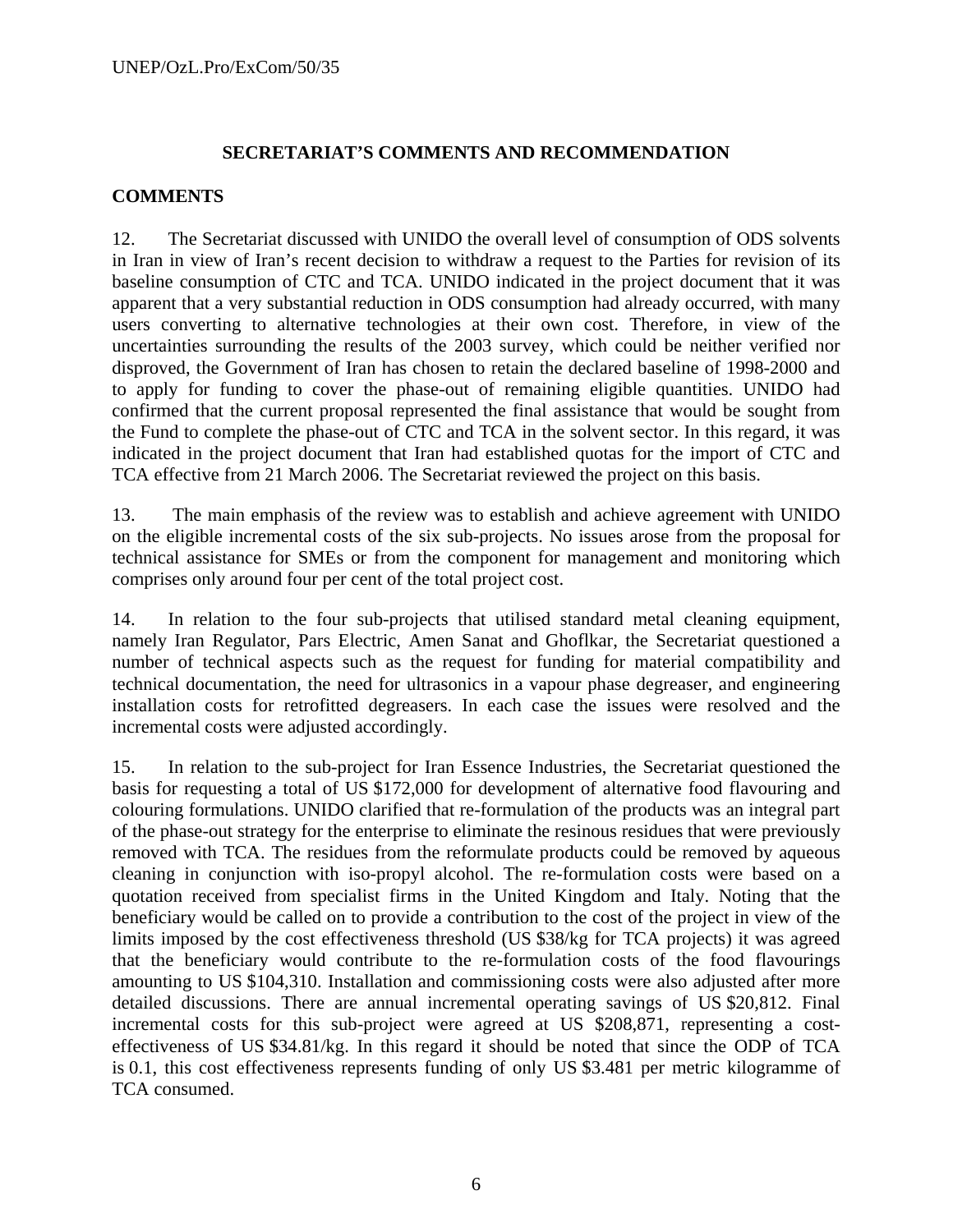## SECRETARIAT'S COMMENTS AND RECOMMENDATION

### COMMENTS

12. The Secretariat discussed with UNIDO the overall level of consumption of ODS solvents in Iran in view of Iran's recent decision to withdraw a request to the Parties for revision of its baseline consumption of CTC and TCA. UNIDO indicated in the project document that it was apparent that a very substantial reduction in ODS consumption had already occurred, with many users converting to alternative technologies at their own cost. Therefore, in view of the uncertainties surrounding the results of the 2003 survey, which could be neither verified nor disproved, the Government of Iran has chosen to retain the declared baseline of 1998-2000 and to apply for funding to cover the phase-out of remaining eligible quantities. UNIDO had confirmed that the current proposal represented the final assistance that would be sought from the Fund to complete the phase-out of CTC and TCA in the solvent sector. In this regard, it was indicated in the project document that Iran had established quotas for the import of CTC and TCA effective from 21 March 2006. The Secretariat reviewed the project on this basis.

13. The main emphasis of the review was to establish and achieve agreement with UNIDO on the eligible incremental costs of the six sub-projects. No issues arose from the proposal for technical assistance for SMEs or from the component for management and monitoring which comprises only around four per cent of the total project cost.

14. In relation to the four sub-projects that utilised standard metal cleaning equipment, namely Iran Regulator, Pars Electric, Amen Sanat and Ghoflkar, the Secretariat questioned a number of technical aspects such as the request for funding for material compatibility and technical documentation, the need for ultrasonics in a vapour phase degreaser, and engineering installation costs for retrofitted degreasers. In each case the issues were resolved and the incremental costs were adjusted accordingly.

15. In relation to the sub-project for Iran Essence Industries, the Secretariat questioned the basis for requesting a total of US $172,000 for development of alternative food flavouring and colouring formulations. UNIDO clarified that re-formulation of the products was an integral part of the phase-out strategy for the enterprise to eliminate the resinous residues that were previously removed with TCA. The residues from the reformulate products could be removed by aqueous cleaning in conjunction with iso-propyl alcohol. The re-formulation costs were based on a quotation received from specialist firms in the United Kingdom and Italy. Noting that the beneficiary would be called on to provide a contribution to the cost of the project in view of the limits imposed by the cost effectiveness threshold (US $38/kg for TCA projects) it was agreed that the beneficiary would contribute to the re-formulation costs of the food flavourings amounting to US $104,310. Installation and commissioning costs were also adjusted after more detailed discussions. There are annual incremental operating savings of US $20,812. Final incremental costs for this sub-project were agreed at US $208,871, representing a cost-effectiveness of US $34.81/kg. In this regard it should be noted that since the ODP of TCA is 0.1, this cost effectiveness represents funding of only US $3.481 per metric kilogramme of TCA consumed.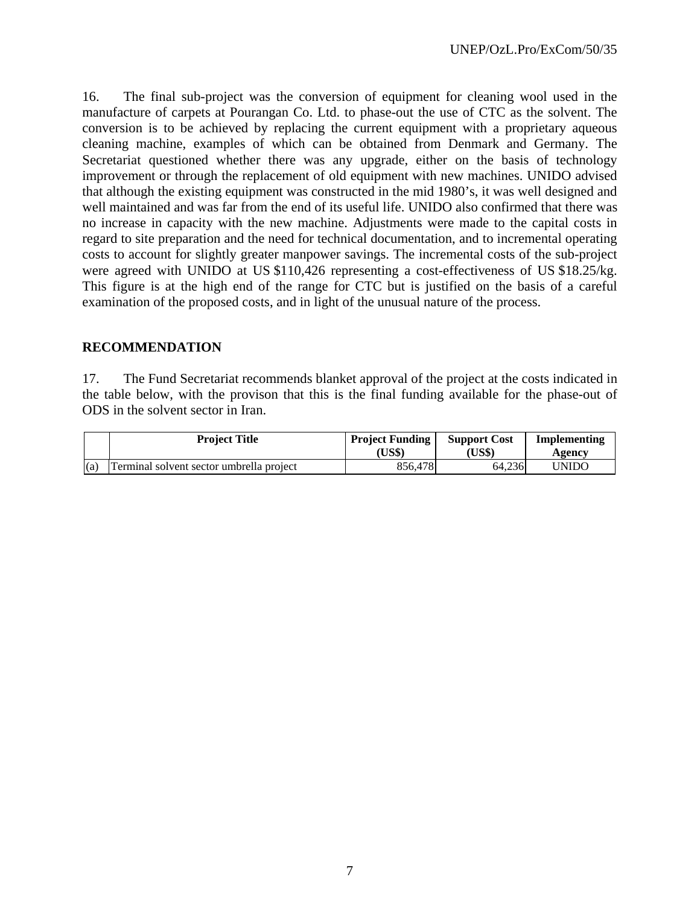16. The final sub-project was the conversion of equipment for cleaning wool used in the manufacture of carpets at Pourangan Co. Ltd. to phase-out the use of CTC as the solvent. The conversion is to be achieved by replacing the current equipment with a proprietary aqueous cleaning machine, examples of which can be obtained from Denmark and Germany. The Secretariat questioned whether there was any upgrade, either on the basis of technology improvement or through the replacement of old equipment with new machines. UNIDO advised that although the existing equipment was constructed in the mid 1980's, it was well designed and well maintained and was far from the end of its useful life. UNIDO also confirmed that there was no increase in capacity with the new machine. Adjustments were made to the capital costs in regard to site preparation and the need for technical documentation, and to incremental operating costs to account for slightly greater manpower savings. The incremental costs of the sub-project were agreed with UNIDO at US $110,426 representing a cost-effectiveness of US $18.25/kg. This figure is at the high end of the range for CTC but is justified on the basis of a careful examination of the proposed costs, and in light of the unusual nature of the process.

## RECOMMENDATION

17. The Fund Secretariat recommends blanket approval of the project at the costs indicated in the table below, with the provison that this is the final funding available for the phase-out of ODS in the solvent sector in Iran.

| | Project Title | Project Funding (US$) | Support Cost (US$) | Implementing Agency |
|---|---|---|---|---|
| (a) | Terminal solvent sector umbrella project | 856,478 | 64,236 | UNIDO |